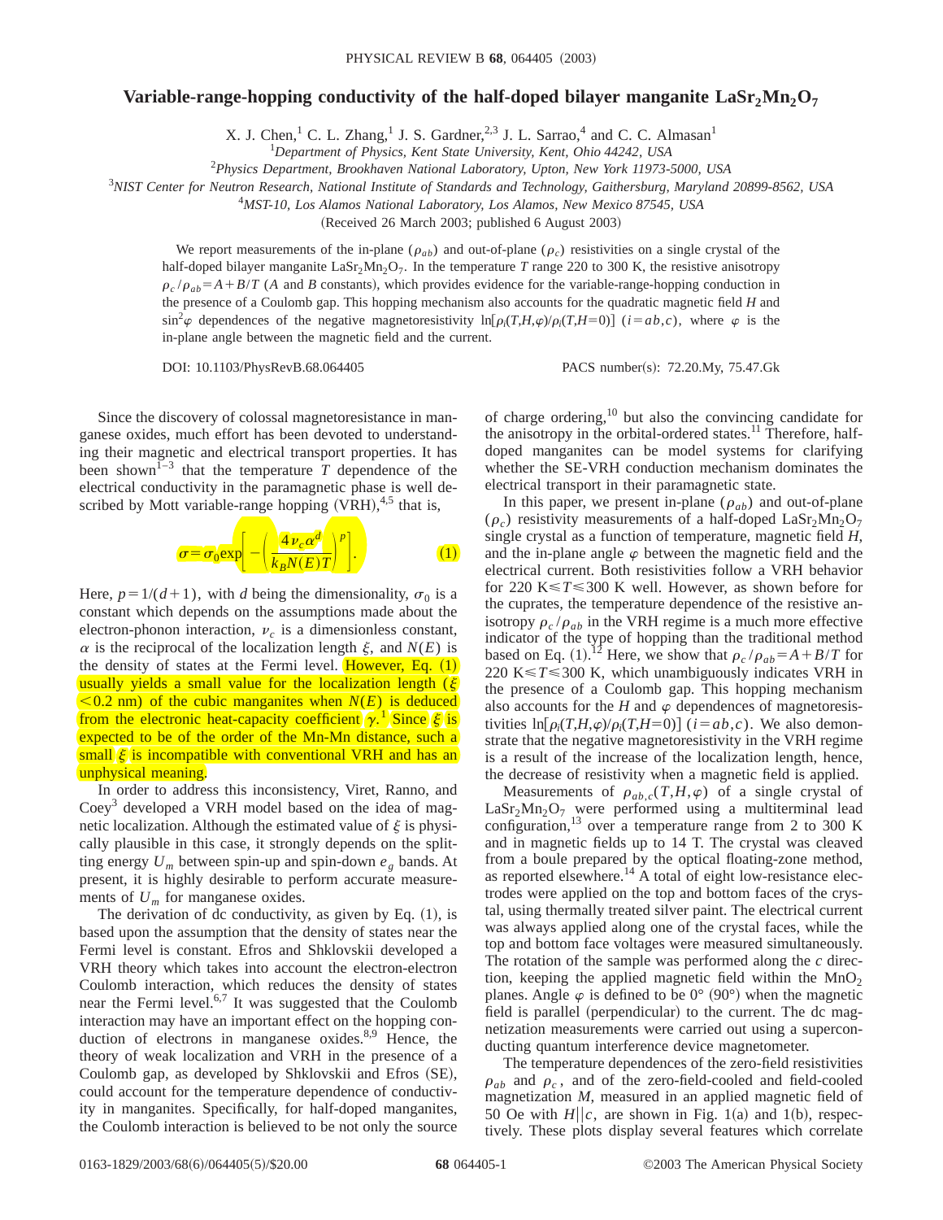# Variable-range-hopping conductivity of the half-doped bilayer manganite $LaSr_2Mn_2O_7$

X. J. Chen,[1] C. L. Zhang,[1] J. S. Gardner,[2,3] J. L. Sarrao,[4] and C. C. Almasan[1]

[1]*Department of Physics, Kent State University, Kent, Ohio 44242, USA*

[2]*Physics Department, Brookhaven National Laboratory, Upton, New York 11973-5000, USA*

[3]*NIST Center for Neutron Research, National Institute of Standards and Technology, Gaithersburg, Maryland 20899-8562, USA*

[4]*MST-10, Los Alamos National Laboratory, Los Alamos, New Mexico 87545, USA*

(Received 26 March 2003; published 6 August 2003)

We report measurements of the in-plane ($\rho_{ab}$) and out-of-plane ($\rho_c$) resistivities on a single crystal of the half-doped bilayer manganite $LaSr_2Mn_2O_7$. In the temperature $T$ range 220 to 300 K, the resistive anisotropy $\rho_c/\rho_{ab}=A+B/T$ ($A$ and $B$ constants), which provides evidence for the variable-range-hopping conduction in the presence of a Coulomb gap. This hopping mechanism also accounts for the quadratic magnetic field $H$ and $\sin^2\varphi$ dependences of the negative magnetoresistivity $\ln[\rho_i(T,H,\varphi)/\rho_i(T,H=0)]$ $(i=ab,c)$, where $\varphi$ is the in-plane angle between the magnetic field and the current.

DOI: 10.1103/PhysRevB.68.064405 PACS number(s): 72.20.My, 75.47.Gk

Since the discovery of colossal magnetoresistance in manganese oxides, much effort has been devoted to understanding their magnetic and electrical transport properties. It has been shown[1–3] that the temperature $T$ dependence of the electrical conductivity in the paramagnetic phase is well described by Mott variable-range hopping (VRH),[4,5] that is,

$$\sigma=\sigma_0\exp\left[-\left(\frac{4\nu_c\alpha^d}{k_BN(E)T}\right)^p\right]. \tag{1}$$

Here, $p=1/(d+1)$, with $d$ being the dimensionality, $\sigma_0$ is a constant which depends on the assumptions made about the electron-phonon interaction, $\nu_c$ is a dimensionless constant, $\alpha$ is the reciprocal of the localization length $\xi$, and $N(E)$ is the density of states at the Fermi level. However, Eq. (1) usually yields a small value for the localization length ($\xi<0.2$ nm) of the cubic manganites when $N(E)$ is deduced from the electronic heat-capacity coefficient $\gamma$.[1] Since $\xi$ is expected to be of the order of the Mn-Mn distance, such a small $\xi$ is incompatible with conventional VRH and has an unphysical meaning.

In order to address this inconsistency, Viret, Ranno, and Coey[3] developed a VRH model based on the idea of magnetic localization. Although the estimated value of $\xi$ is physically plausible in this case, it strongly depends on the splitting energy $U_m$ between spin-up and spin-down $e_g$ bands. At present, it is highly desirable to perform accurate measurements of $U_m$ for manganese oxides.

The derivation of dc conductivity, as given by Eq. (1), is based upon the assumption that the density of states near the Fermi level is constant. Efros and Shklovskii developed a VRH theory which takes into account the electron-electron Coulomb interaction, which reduces the density of states near the Fermi level.[6,7] It was suggested that the Coulomb interaction may have an important effect on the hopping conduction of electrons in manganese oxides.[8,9] Hence, the theory of weak localization and VRH in the presence of a Coulomb gap, as developed by Shklovskii and Efros (SE), could account for the temperature dependence of conductivity in manganites. Specifically, for half-doped manganites, the Coulomb interaction is believed to be not only the source of charge ordering,[10] but also the convincing candidate for the anisotropy in the orbital-ordered states.[11] Therefore, half-doped manganites can be model systems for clarifying whether the SE-VRH conduction mechanism dominates the electrical transport in their paramagnetic state.

In this paper, we present in-plane ($\rho_{ab}$) and out-of-plane ($\rho_c$) resistivity measurements of a half-doped $LaSr_2Mn_2O_7$ single crystal as a function of temperature, magnetic field $H$, and the in-plane angle $\varphi$ between the magnetic field and the electrical current. Both resistivities follow a VRH behavior for 220 K$\leqslant T \leqslant$300 K well. However, as shown before for the cuprates, the temperature dependence of the resistive anisotropy $\rho_c/\rho_{ab}$ in the VRH regime is a much more effective indicator of the type of hopping than the traditional method based on Eq. (1).[12] Here, we show that $\rho_c/\rho_{ab}=A+B/T$ for 220 K$\leqslant T \leqslant$300 K, which unambiguously indicates VRH in the presence of a Coulomb gap. This hopping mechanism also accounts for the $H$ and $\varphi$ dependences of magnetoresistivities $\ln[\rho_i(T,H,\varphi)/\rho_i(T,H=0)]$ $(i=ab,c)$. We also demonstrate that the negative magnetoresistivity in the VRH regime is a result of the increase of the localization length, hence, the decrease of resistivity when a magnetic field is applied.

Measurements of $\rho_{ab,c}(T,H,\varphi)$ of a single crystal of $LaSr_2Mn_2O_7$ were performed using a multiterminal lead configuration,[13] over a temperature range from 2 to 300 K and in magnetic fields up to 14 T. The crystal was cleaved from a boule prepared by the optical floating-zone method, as reported elsewhere.[14] A total of eight low-resistance electrodes were applied on the top and bottom faces of the crystal, using thermally treated silver paint. The electrical current was always applied along one of the crystal faces, while the top and bottom face voltages were measured simultaneously. The rotation of the sample was performed along the $c$ direction, keeping the applied magnetic field within the $MnO_2$ planes. Angle $\varphi$ is defined to be 0° (90°) when the magnetic field is parallel (perpendicular) to the current. The dc magnetization measurements were carried out using a superconducting quantum interference device magnetometer.

The temperature dependences of the zero-field resistivities $\rho_{ab}$ and $\rho_c$, and of the zero-field-cooled and field-cooled magnetization $M$, measured in an applied magnetic field of 50 Oe with $H\|c$, are shown in Fig. 1(a) and 1(b), respectively. These plots display several features which correlate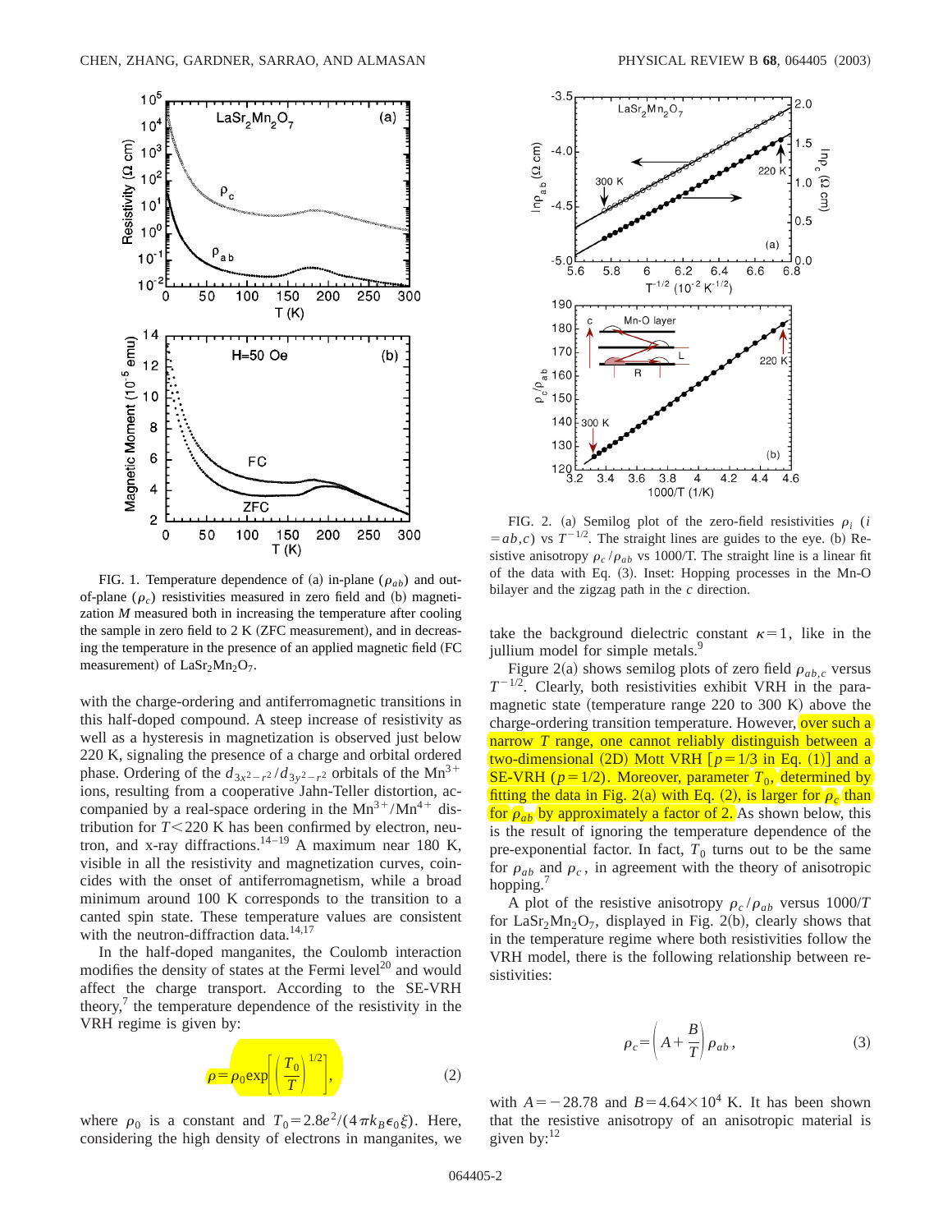FIG. 1. Temperature dependence of (a) in-plane ($\rho_{ab}$) and out-of-plane ($\rho_c$) resistivities measured in zero field and (b) magnetization $M$ measured both in increasing the temperature after cooling the sample in zero field to 2 K (ZFC measurement), and in decreasing the temperature in the presence of an applied magnetic field (FC measurement) of $LaSr_2Mn_2O_7$.

with the charge-ordering and antiferromagnetic transitions in this half-doped compound. A steep increase of resistivity as well as a hysteresis in magnetization is observed just below 220 K, signaling the presence of a charge and orbital ordered phase. Ordering of the $d_{3x^2-r^2}/d_{3y^2-r^2}$ orbitals of the $Mn^{3+}$ ions, resulting from a cooperative Jahn-Teller distortion, accompanied by a real-space ordering in the $Mn^{3+}/Mn^{4+}$ distribution for $T<220$ K has been confirmed by electron, neutron, and x-ray diffractions.[14–19] A maximum near 180 K, visible in all the resistivity and magnetization curves, coincides with the onset of antiferromagnetism, while a broad minimum around 100 K corresponds to the transition to a canted spin state. These temperature values are consistent with the neutron-diffraction data.[14,17]

In the half-doped manganites, the Coulomb interaction modifies the density of states at the Fermi level[20] and would affect the charge transport. According to the SE-VRH theory,[7] the temperature dependence of the resistivity in the VRH regime is given by:

$$\rho=\rho_0\exp\left[\left(\frac{T_0}{T}\right)^{1/2}\right], \tag{2}$$

where $\rho_0$ is a constant and $T_0=2.8e^2/(4\pi k_B\epsilon_0\xi)$. Here, considering the high density of electrons in manganites, we take the background dielectric constant $\kappa=1$, like in the jullium model for simple metals.[9]

FIG. 2. (a) Semilog plot of the zero-field resistivities $\rho_i$ ($i=ab,c$) vs $T^{-1/2}$. The straight lines are guides to the eye. (b) Resistive anisotropy $\rho_c/\rho_{ab}$ vs 1000/T. The straight line is a linear fit of the data with Eq. (3). Inset: Hopping processes in the Mn-O bilayer and the zigzag path in the $c$ direction.

Figure 2(a) shows semilog plots of zero field $\rho_{ab,c}$ versus $T^{-1/2}$. Clearly, both resistivities exhibit VRH in the paramagnetic state (temperature range 220 to 300 K) above the charge-ordering transition temperature. However, over such a narrow $T$ range, one cannot reliably distinguish between a two-dimensional (2D) Mott VRH [$p=1/3$ in Eq. (1)] and a SE-VRH ($p=1/2$). Moreover, parameter $T_0$, determined by fitting the data in Fig. 2(a) with Eq. (2), is larger for $\rho_c$ than for $\rho_{ab}$ by approximately a factor of 2. As shown below, this is the result of ignoring the temperature dependence of the pre-exponential factor. In fact, $T_0$ turns out to be the same for $\rho_{ab}$ and $\rho_c$, in agreement with the theory of anisotropic hopping.[7]

A plot of the resistive anisotropy $\rho_c/\rho_{ab}$ versus 1000/$T$ for $LaSr_2Mn_2O_7$, displayed in Fig. 2(b), clearly shows that in the temperature regime where both resistivities follow the VRH model, there is the following relationship between resistivities:

$$\rho_c=\left(A+\frac{B}{T}\right)\rho_{ab}, \tag{3}$$

with $A=-28.78$ and $B=4.64\times10^4$ K. It has been shown that the resistive anisotropy of an anisotropic material is given by:[12]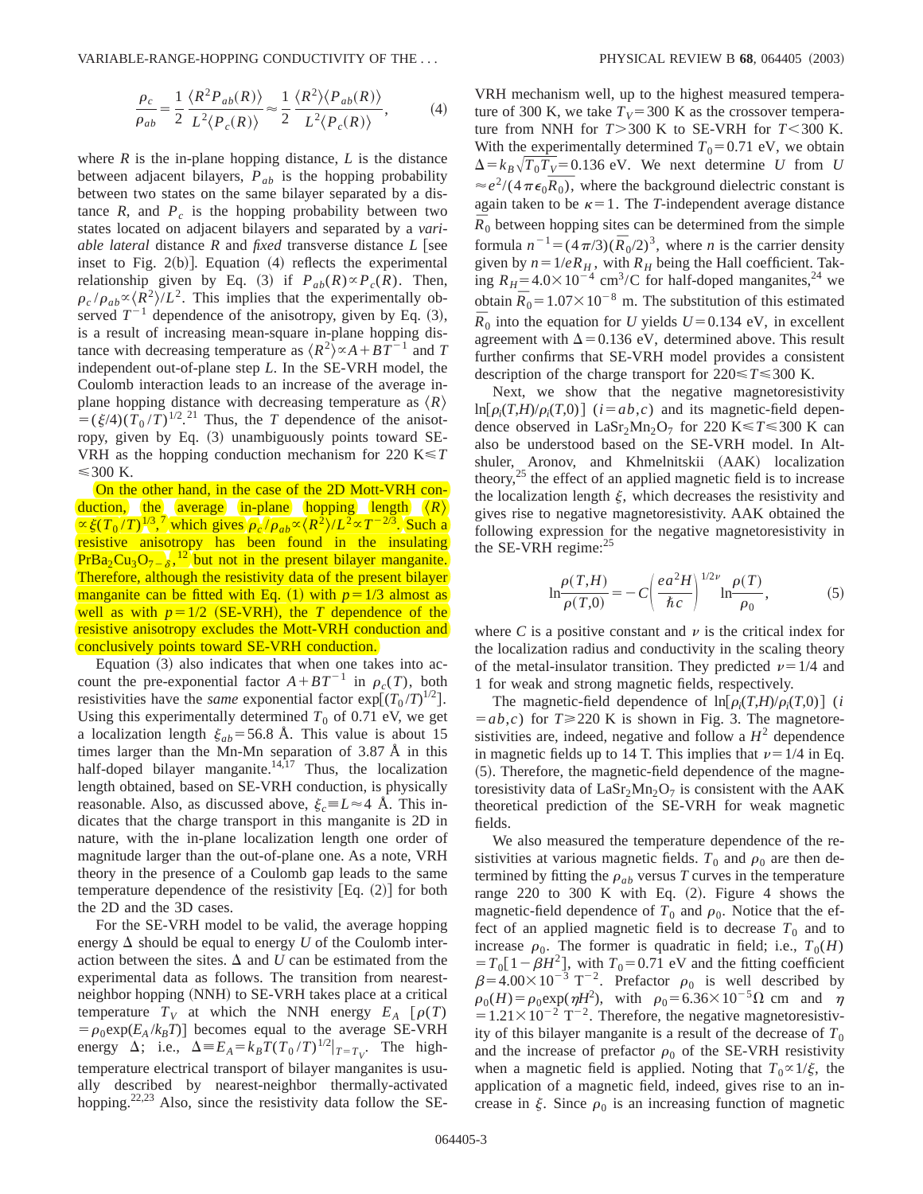$$\frac{\rho_c}{\rho_{ab}} = \frac{1}{2}\frac{\langle R^2 P_{ab}(R)\rangle}{L^2\langle P_c(R)\rangle} \approx \frac{1}{2}\frac{\langle R^2\rangle\langle P_{ab}(R)\rangle}{L^2\langle P_c(R)\rangle}, \tag{4}$$

where $R$ is the in-plane hopping distance, $L$ is the distance between adjacent bilayers, $P_{ab}$ is the hopping probability between two states on the same bilayer separated by a distance $R$, and $P_c$ is the hopping probability between two states located on adjacent bilayers and separated by a *variable lateral* distance $R$ and *fixed* transverse distance $L$ [see inset to Fig. 2(b)]. Equation (4) reflects the experimental relationship given by Eq. (3) if $P_{ab}(R) \propto P_c(R)$. Then, $\rho_c/\rho_{ab} \propto \langle R^2\rangle/L^2$. This implies that the experimentally observed $T^{-1}$ dependence of the anisotropy, given by Eq. (3), is a result of increasing mean-square in-plane hopping distance with decreasing temperature as $\langle R^2\rangle \propto A + BT^{-1}$ and $T$ independent out-of-plane step $L$. In the SE-VRH model, the Coulomb interaction leads to an increase of the average in-plane hopping distance with decreasing temperature as $\langle R\rangle = (\xi/4)(T_0/T)^{1/2}$.[21] Thus, the $T$ dependence of the anisotropy, given by Eq. (3) unambiguously points toward SE-VRH as the hopping conduction mechanism for 220 K$\leqslant T \leqslant$300 K.

On the other hand, in the case of the 2D Mott-VRH conduction, the average in-plane hopping length $\langle R\rangle \propto \xi(T_0/T)^{1/3}$,[7] which gives $\rho_c/\rho_{ab} \propto \langle R^2\rangle/L^2 \propto T^{-2/3}$. Such a resistive anisotropy has been found in the insulating $PrBa_2Cu_3O_{7-\delta}$,[12] but not in the present bilayer manganite. Therefore, although the resistivity data of the present bilayer manganite can be fitted with Eq. (1) with $p=1/3$ almost as well as with $p=1/2$ (SE-VRH), the $T$ dependence of the resistive anisotropy excludes the Mott-VRH conduction and conclusively points toward SE-VRH conduction.

Equation (3) also indicates that when one takes into account the pre-exponential factor $A + BT^{-1}$ in $\rho_c(T)$, both resistivities have the *same* exponential factor $\exp[(T_0/T)^{1/2}]$. Using this experimentally determined $T_0$ of 0.71 eV, we get a localization length $\xi_{ab}=56.8$ Å. This value is about 15 times larger than the Mn-Mn separation of 3.87 Å in this half-doped bilayer manganite.[14,17] Thus, the localization length obtained, based on SE-VRH conduction, is physically reasonable. Also, as discussed above, $\xi_c \equiv L \approx 4$ Å. This indicates that the charge transport in this manganite is 2D in nature, with the in-plane localization length one order of magnitude larger than the out-of-plane one. As a note, VRH theory in the presence of a Coulomb gap leads to the same temperature dependence of the resistivity [Eq. (2)] for both the 2D and the 3D cases.

For the SE-VRH model to be valid, the average hopping energy $\Delta$ should be equal to energy $U$ of the Coulomb interaction between the sites. $\Delta$ and $U$ can be estimated from the experimental data as follows. The transition from nearest-neighbor hopping (NNH) to SE-VRH takes place at a critical temperature $T_V$ at which the NNH energy $E_A$ [$\rho(T) = \rho_0\exp(E_A/k_BT)$] becomes equal to the average SE-VRH energy $\Delta$; i.e., $\Delta \equiv E_A = k_BT(T_0/T)^{1/2}|_{T=T_V}$. The high-temperature electrical transport of bilayer manganites is usually described by nearest-neighbor thermally-activated hopping.[22,23] Also, since the resistivity data follow the SE-VRH mechanism well, up to the highest measured temperature of 300 K, we take $T_V=300$ K as the crossover temperature from NNH for $T>300$ K to SE-VRH for $T<300$ K. With the experimentally determined $T_0=0.71$ eV, we obtain $\Delta = k_B\sqrt{T_0T_V}=0.136$ eV. We next determine $U$ from $U \approx e^2/(4\pi\epsilon_0\bar{R}_0)$, where the background dielectric constant is again taken to be $\kappa=1$. The $T$-independent average distance $\bar{R}_0$ between hopping sites can be determined from the simple formula $n^{-1}=(4\pi/3)(\bar{R}_0/2)^3$, where $n$ is the carrier density given by $n=1/eR_H$, with $R_H$ being the Hall coefficient. Taking $R_H=4.0\times10^{-4}$ cm$^3$/C for half-doped manganites,[24] we obtain $\bar{R}_0=1.07\times10^{-8}$ m. The substitution of this estimated $\bar{R}_0$ into the equation for $U$ yields $U=0.134$ eV, in excellent agreement with $\Delta=0.136$ eV, determined above. This result further confirms that SE-VRH model provides a consistent description of the charge transport for $220\leqslant T \leqslant 300$ K.

Next, we show that the negative magnetoresistivity $\ln[\rho_i(T,H)/\rho_i(T,0)]$ ($i=ab,c$) and its magnetic-field dependence observed in $LaSr_2Mn_2O_7$ for 220 K$\leqslant T\leqslant$300 K can also be understood based on the SE-VRH model. In Altshuler, Aronov, and Khmelnitskii (AAK) localization theory,[25] the effect of an applied magnetic field is to increase the localization length $\xi$, which decreases the resistivity and gives rise to negative magnetoresistivity. AAK obtained the following expression for the negative magnetoresistivity in the SE-VRH regime:[25]

$$\ln\frac{\rho(T,H)}{\rho(T,0)} = -C\left(\frac{ea^2H}{\hbar c}\right)^{1/2\nu}\ln\frac{\rho(T)}{\rho_0}, \tag{5}$$

where $C$ is a positive constant and $\nu$ is the critical index for the localization radius and conductivity in the scaling theory of the metal-insulator transition. They predicted $\nu=1/4$ and 1 for weak and strong magnetic fields, respectively.

The magnetic-field dependence of $\ln[\rho_i(T,H)/\rho_i(T,0)]$ ($i=ab,c$) for $T\geqslant220$ K is shown in Fig. 3. The magnetoresistivities are, indeed, negative and follow a $H^2$ dependence in magnetic fields up to 14 T. This implies that $\nu=1/4$ in Eq. (5). Therefore, the magnetic-field dependence of the magnetoresistivity data of $LaSr_2Mn_2O_7$ is consistent with the AAK theoretical prediction of the SE-VRH for weak magnetic fields.

We also measured the temperature dependence of the resistivities at various magnetic fields. $T_0$ and $\rho_0$ are then determined by fitting the $\rho_{ab}$ versus $T$ curves in the temperature range 220 to 300 K with Eq. (2). Figure 4 shows the magnetic-field dependence of $T_0$ and $\rho_0$. Notice that the effect of an applied magnetic field is to decrease $T_0$ and to increase $\rho_0$. The former is quadratic in field; i.e., $T_0(H) = T_0[1-\beta H^2]$, with $T_0=0.71$ eV and the fitting coefficient $\beta=4.00\times10^{-3}$ T$^{-2}$. Prefactor $\rho_0$ is well described by $\rho_0(H)=\rho_0\exp(\eta H^2)$, with $\rho_0=6.36\times10^{-5}\Omega$ cm and $\eta=1.21\times10^{-2}$ T$^{-2}$. Therefore, the negative magnetoresistivity of this bilayer manganite is a result of the decrease of $T_0$ and the increase of prefactor $\rho_0$ of the SE-VRH resistivity when a magnetic field is applied. Noting that $T_0 \propto 1/\xi$, the application of a magnetic field, indeed, gives rise to an increase in $\xi$. Since $\rho_0$ is an increasing function of magnetic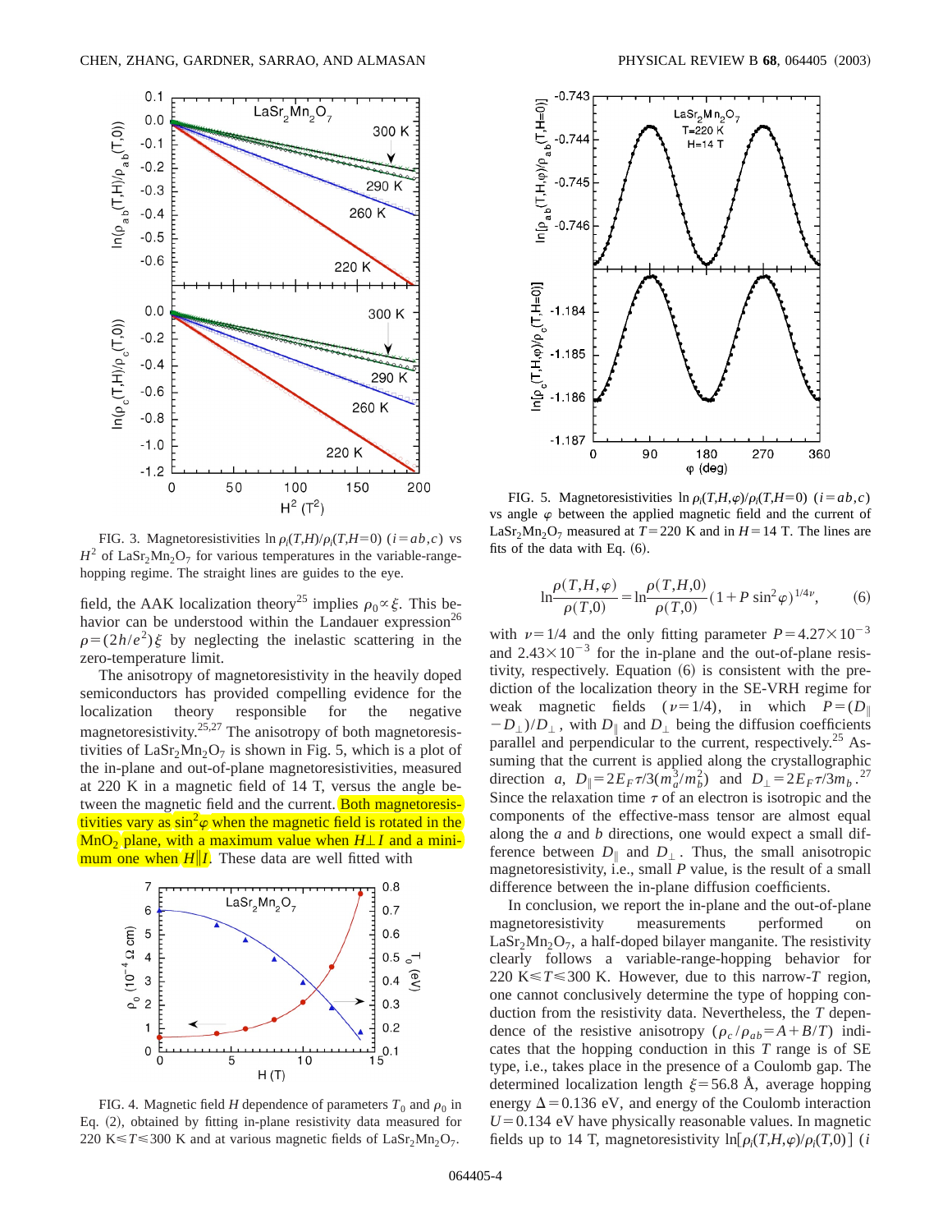FIG. 3. Magnetoresistivities $\ln \rho_i(T,H)/\rho_i(T,H=0)$ ($i=ab,c$) vs $H^2$ of $LaSr_2Mn_2O_7$ for various temperatures in the variable-range-hopping regime. The straight lines are guides to the eye.

field, the AAK localization theory[25] implies $\rho_0 \propto \xi$. This behavior can be understood within the Landauer expression[26] $\rho = (2h/e^2)\xi$ by neglecting the inelastic scattering in the zero-temperature limit.

The anisotropy of magnetoresistivity in the heavily doped semiconductors has provided compelling evidence for the localization theory responsible for the negative magnetoresistivity.[25,27] The anisotropy of both magnetoresistivities of $LaSr_2Mn_2O_7$ is shown in Fig. 5, which is a plot of the in-plane and out-of-plane magnetoresistivities, measured at 220 K in a magnetic field of 14 T, versus the angle between the magnetic field and the current. Both magnetoresistivities vary as $\sin^2\varphi$ when the magnetic field is rotated in the $MnO_2$ plane, with a maximum value when $H \perp I$ and a minimum one when $H \| I$. These data are well fitted with

FIG. 4. Magnetic field $H$ dependence of parameters $T_0$ and $\rho_0$ in Eq. (2), obtained by fitting in-plane resistivity data measured for 220 K$\leqslant T \leqslant$300 K and at various magnetic fields of $LaSr_2Mn_2O_7$.

FIG. 5. Magnetoresistivities $\ln \rho_i(T,H,\varphi)/\rho_i(T,H=0)$ ($i=ab,c$) vs angle $\varphi$ between the applied magnetic field and the current of $LaSr_2Mn_2O_7$ measured at $T=220$ K and in $H=14$ T. The lines are fits of the data with Eq. (6).

$$\ln \frac{\rho(T,H,\varphi)}{\rho(T,0)} = \ln \frac{\rho(T,H,0)}{\rho(T,0)} (1 + P \sin^2\varphi)^{1/4\nu}, \qquad (6)$$

with $\nu = 1/4$ and the only fitting parameter $P = 4.27 \times 10^{-3}$ and $2.43 \times 10^{-3}$ for the in-plane and the out-of-plane resistivity, respectively. Equation (6) is consistent with the prediction of the localization theory in the SE-VRH regime for weak magnetic fields ($\nu = 1/4$), in which $P = (D_\| - D_\perp)/D_\perp$, with $D_\|$ and $D_\perp$ being the diffusion coefficients parallel and perpendicular to the current, respectively.[25] Assuming that the current is applied along the crystallographic direction $a$, $D_\| = 2E_F\tau/3(m_a^3/m_b^2)$ and $D_\perp = 2E_F\tau/3m_b$.[27] Since the relaxation time $\tau$ of an electron is isotropic and the components of the effective-mass tensor are almost equal along the $a$ and $b$ directions, one would expect a small difference between $D_\|$ and $D_\perp$. Thus, the small anisotropic magnetoresistivity, i.e., small $P$ value, is the result of a small difference between the in-plane diffusion coefficients.

In conclusion, we report the in-plane and the out-of-plane magnetoresistivity measurements performed on $LaSr_2Mn_2O_7$, a half-doped bilayer manganite. The resistivity clearly follows a variable-range-hopping behavior for 220 K$\leqslant T \leqslant$300 K. However, due to this narrow-$T$ region, one cannot conclusively determine the type of hopping conduction from the resistivity data. Nevertheless, the $T$ dependence of the resistive anisotropy ($\rho_c/\rho_{ab} = A + B/T$) indicates that the hopping conduction in this $T$ range is of SE type, i.e., takes place in the presence of a Coulomb gap. The determined localization length $\xi = 56.8$ Å, average hopping energy $\Delta = 0.136$ eV, and energy of the Coulomb interaction $U = 0.134$ eV have physically reasonable values. In magnetic fields up to 14 T, magnetoresistivity $\ln[\rho_i(T,H,\varphi)/\rho_i(T,0)]$ ($i$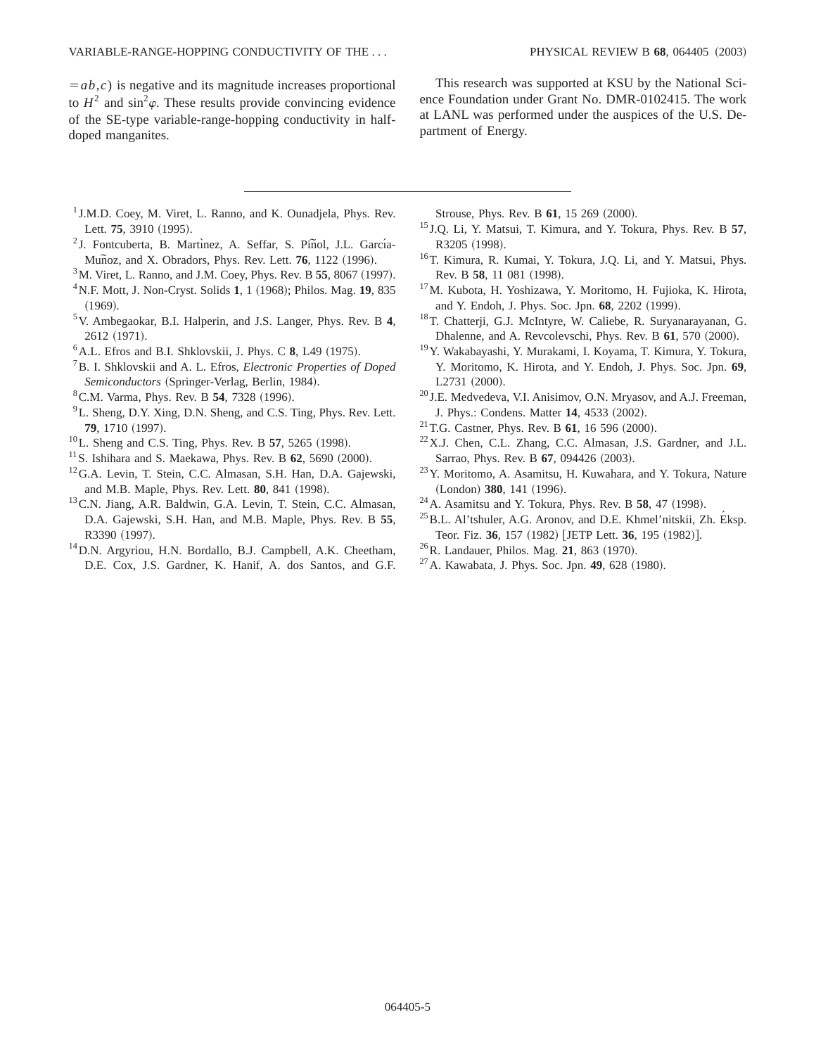$=ab,c$) is negative and its magnitude increases proportional to $H^2$ and $\sin^2\varphi$. These results provide convincing evidence of the SE-type variable-range-hopping conductivity in half-doped manganites.

This research was supported at KSU by the National Science Foundation under Grant No. DMR-0102415. The work at LANL was performed under the auspices of the U.S. Department of Energy.

---

[1] J.M.D. Coey, M. Viret, L. Ranno, and K. Ounadjela, Phys. Rev. Lett. **75**, 3910 (1995).

[2] J. Fontcuberta, B. Martìnez, A. Seffar, S. Piñol, J.L. García-Muñoz, and X. Obradors, Phys. Rev. Lett. **76**, 1122 (1996).

[3] M. Viret, L. Ranno, and J.M. Coey, Phys. Rev. B **55**, 8067 (1997).

[4] N.F. Mott, J. Non-Cryst. Solids **1**, 1 (1968); Philos. Mag. **19**, 835 (1969).

[5] V. Ambegaokar, B.I. Halperin, and J.S. Langer, Phys. Rev. B **4**, 2612 (1971).

[6] A.L. Efros and B.I. Shklovskii, J. Phys. C **8**, L49 (1975).

[7] B. I. Shklovskii and A. L. Efros, *Electronic Properties of Doped Semiconductors* (Springer-Verlag, Berlin, 1984).

[8] C.M. Varma, Phys. Rev. B **54**, 7328 (1996).

[9] L. Sheng, D.Y. Xing, D.N. Sheng, and C.S. Ting, Phys. Rev. Lett. **79**, 1710 (1997).

[10] L. Sheng and C.S. Ting, Phys. Rev. B **57**, 5265 (1998).

[11] S. Ishihara and S. Maekawa, Phys. Rev. B **62**, 5690 (2000).

[12] G.A. Levin, T. Stein, C.C. Almasan, S.H. Han, D.A. Gajewski, and M.B. Maple, Phys. Rev. Lett. **80**, 841 (1998).

[13] C.N. Jiang, A.R. Baldwin, G.A. Levin, T. Stein, C.C. Almasan, D.A. Gajewski, S.H. Han, and M.B. Maple, Phys. Rev. B **55**, R3390 (1997).

[14] D.N. Argyriou, H.N. Bordallo, B.J. Campbell, A.K. Cheetham, D.E. Cox, J.S. Gardner, K. Hanif, A. dos Santos, and G.F. Strouse, Phys. Rev. B **61**, 15 269 (2000).

[15] J.Q. Li, Y. Matsui, T. Kimura, and Y. Tokura, Phys. Rev. B **57**, R3205 (1998).

[16] T. Kimura, R. Kumai, Y. Tokura, J.Q. Li, and Y. Matsui, Phys. Rev. B **58**, 11 081 (1998).

[17] M. Kubota, H. Yoshizawa, Y. Moritomo, H. Fujioka, K. Hirota, and Y. Endoh, J. Phys. Soc. Jpn. **68**, 2202 (1999).

[18] T. Chatterji, G.J. McIntyre, W. Caliebe, R. Suryanarayanan, G. Dhalenne, and A. Revcolevschi, Phys. Rev. B **61**, 570 (2000).

[19] Y. Wakabayashi, Y. Murakami, I. Koyama, T. Kimura, Y. Tokura, Y. Moritomo, K. Hirota, and Y. Endoh, J. Phys. Soc. Jpn. **69**, L2731 (2000).

[20] J.E. Medvedeva, V.I. Anisimov, O.N. Mryasov, and A.J. Freeman, J. Phys.: Condens. Matter **14**, 4533 (2002).

[21] T.G. Castner, Phys. Rev. B **61**, 16 596 (2000).

[22] X.J. Chen, C.L. Zhang, C.C. Almasan, J.S. Gardner, and J.L. Sarrao, Phys. Rev. B **67**, 094426 (2003).

[23] Y. Moritomo, A. Asamitsu, H. Kuwahara, and Y. Tokura, Nature (London) **380**, 141 (1996).

[24] A. Asamitsu and Y. Tokura, Phys. Rev. B **58**, 47 (1998).

[25] B.L. Al'tshuler, A.G. Aronov, and D.E. Khmel'nitskii, Zh. Éksp. Teor. Fiz. **36**, 157 (1982) [JETP Lett. **36**, 195 (1982)].

[26] R. Landauer, Philos. Mag. **21**, 863 (1970).

[27] A. Kawabata, J. Phys. Soc. Jpn. **49**, 628 (1980).